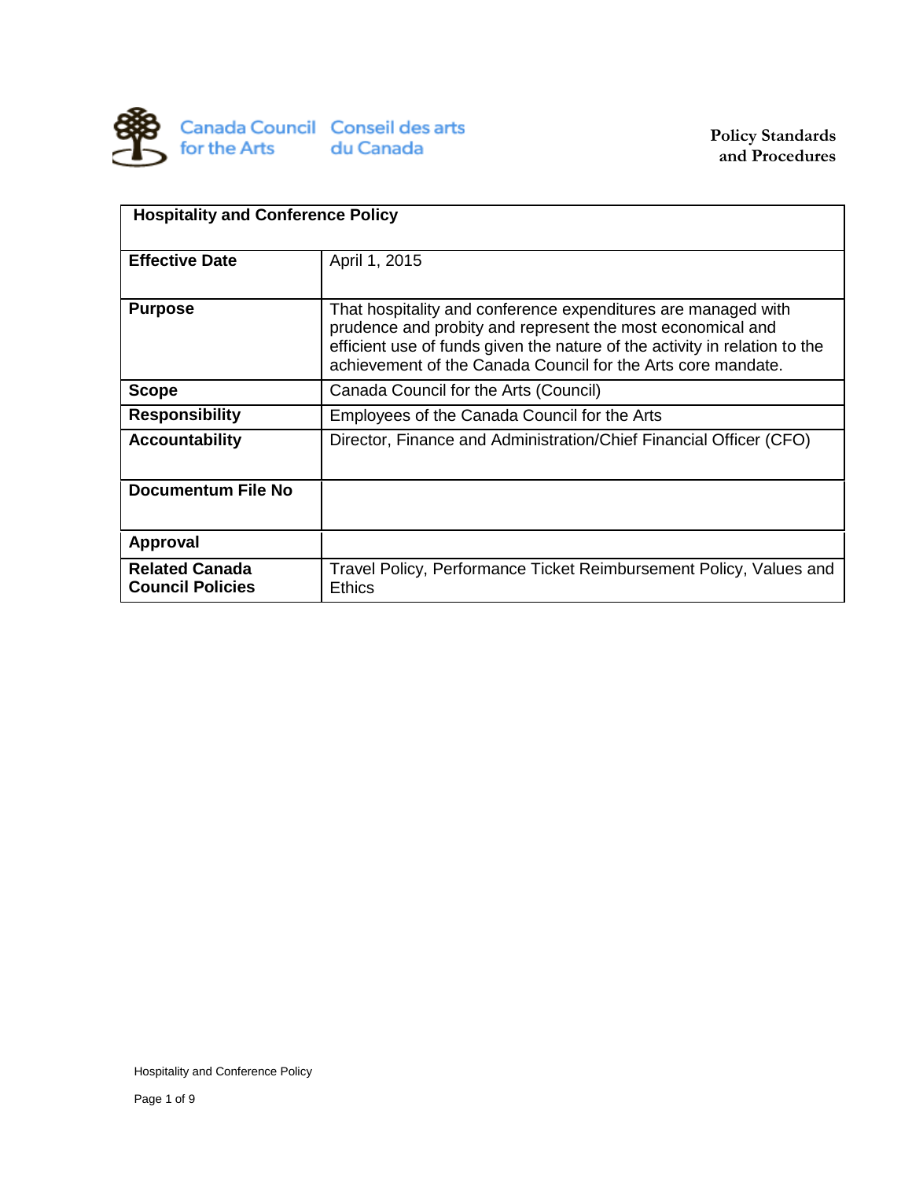Canada Council for the Arts | Conseil des arts du Canada

**Policy Standards and Procedures**

| Hospitality and Conference Policy | |
|---|---|
| **Effective Date** | April 1, 2015 |
| **Purpose** | That hospitality and conference expenditures are managed with prudence and probity and represent the most economical and efficient use of funds given the nature of the activity in relation to the achievement of the Canada Council for the Arts core mandate. |
| **Scope** | Canada Council for the Arts (Council) |
| **Responsibility** | Employees of the Canada Council for the Arts |
| **Accountability** | Director, Finance and Administration/Chief Financial Officer (CFO) |
| **Documentum File No** | |
| **Approval** | |
| **Related Canada Council Policies** | Travel Policy, Performance Ticket Reimbursement Policy, Values and Ethics |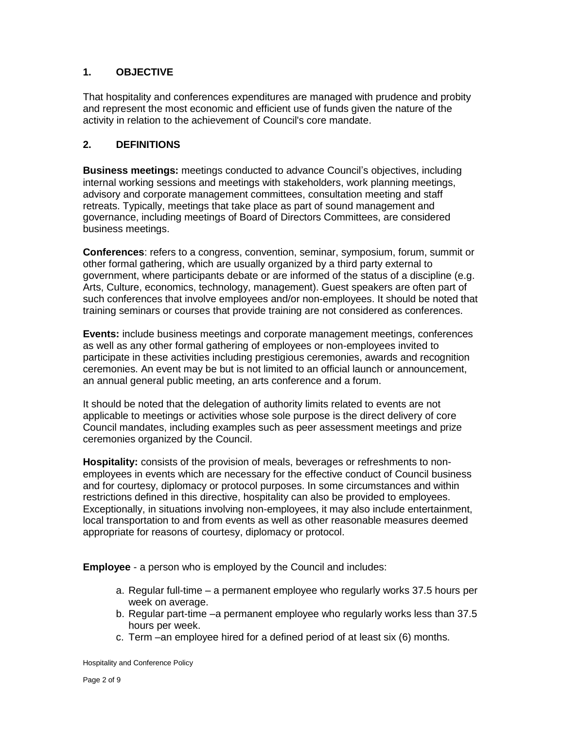## 1. OBJECTIVE

That hospitality and conferences expenditures are managed with prudence and probity and represent the most economic and efficient use of funds given the nature of the activity in relation to the achievement of Council's core mandate.

## 2. DEFINITIONS

**Business meetings:** meetings conducted to advance Council's objectives, including internal working sessions and meetings with stakeholders, work planning meetings, advisory and corporate management committees, consultation meeting and staff retreats. Typically, meetings that take place as part of sound management and governance, including meetings of Board of Directors Committees, are considered business meetings.

**Conferences**: refers to a congress, convention, seminar, symposium, forum, summit or other formal gathering, which are usually organized by a third party external to government, where participants debate or are informed of the status of a discipline (e.g. Arts, Culture, economics, technology, management). Guest speakers are often part of such conferences that involve employees and/or non-employees. It should be noted that training seminars or courses that provide training are not considered as conferences.

**Events:** include business meetings and corporate management meetings, conferences as well as any other formal gathering of employees or non-employees invited to participate in these activities including prestigious ceremonies, awards and recognition ceremonies. An event may be but is not limited to an official launch or announcement, an annual general public meeting, an arts conference and a forum.

It should be noted that the delegation of authority limits related to events are not applicable to meetings or activities whose sole purpose is the direct delivery of core Council mandates, including examples such as peer assessment meetings and prize ceremonies organized by the Council.

**Hospitality:** consists of the provision of meals, beverages or refreshments to non-employees in events which are necessary for the effective conduct of Council business and for courtesy, diplomacy or protocol purposes. In some circumstances and within restrictions defined in this directive, hospitality can also be provided to employees. Exceptionally, in situations involving non-employees, it may also include entertainment, local transportation to and from events as well as other reasonable measures deemed appropriate for reasons of courtesy, diplomacy or protocol.

**Employee** - a person who is employed by the Council and includes:

a. Regular full-time – a permanent employee who regularly works 37.5 hours per week on average.
b. Regular part-time –a permanent employee who regularly works less than 37.5 hours per week.
c. Term –an employee hired for a defined period of at least six (6) months.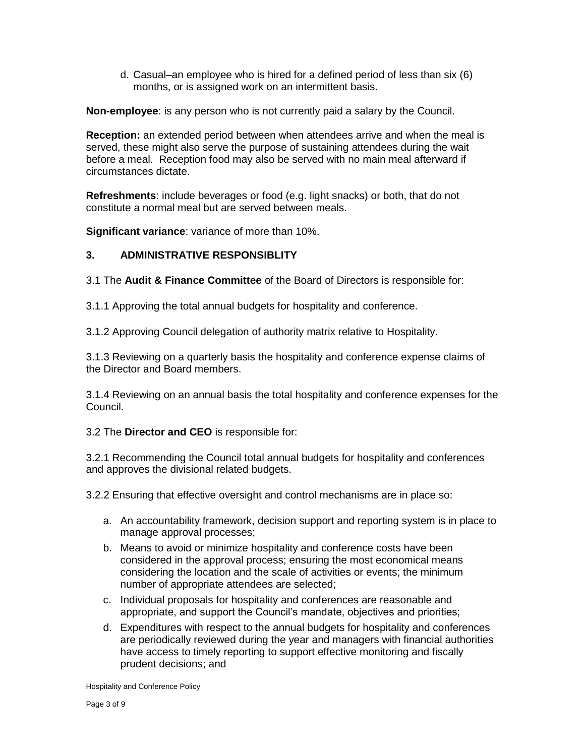d. Casual–an employee who is hired for a defined period of less than six (6) months, or is assigned work on an intermittent basis.

**Non-employee**: is any person who is not currently paid a salary by the Council.

**Reception:** an extended period between when attendees arrive and when the meal is served, these might also serve the purpose of sustaining attendees during the wait before a meal. Reception food may also be served with no main meal afterward if circumstances dictate.

**Refreshments**: include beverages or food (e.g. light snacks) or both, that do not constitute a normal meal but are served between meals.

**Significant variance**: variance of more than 10%.

## 3. ADMINISTRATIVE RESPONSIBLITY

3.1 The **Audit & Finance Committee** of the Board of Directors is responsible for:

3.1.1 Approving the total annual budgets for hospitality and conference.

3.1.2 Approving Council delegation of authority matrix relative to Hospitality.

3.1.3 Reviewing on a quarterly basis the hospitality and conference expense claims of the Director and Board members.

3.1.4 Reviewing on an annual basis the total hospitality and conference expenses for the Council.

3.2 The **Director and CEO** is responsible for:

3.2.1 Recommending the Council total annual budgets for hospitality and conferences and approves the divisional related budgets.

3.2.2 Ensuring that effective oversight and control mechanisms are in place so:

a. An accountability framework, decision support and reporting system is in place to manage approval processes;
b. Means to avoid or minimize hospitality and conference costs have been considered in the approval process; ensuring the most economical means considering the location and the scale of activities or events; the minimum number of appropriate attendees are selected;
c. Individual proposals for hospitality and conferences are reasonable and appropriate, and support the Council's mandate, objectives and priorities;
d. Expenditures with respect to the annual budgets for hospitality and conferences are periodically reviewed during the year and managers with financial authorities have access to timely reporting to support effective monitoring and fiscally prudent decisions; and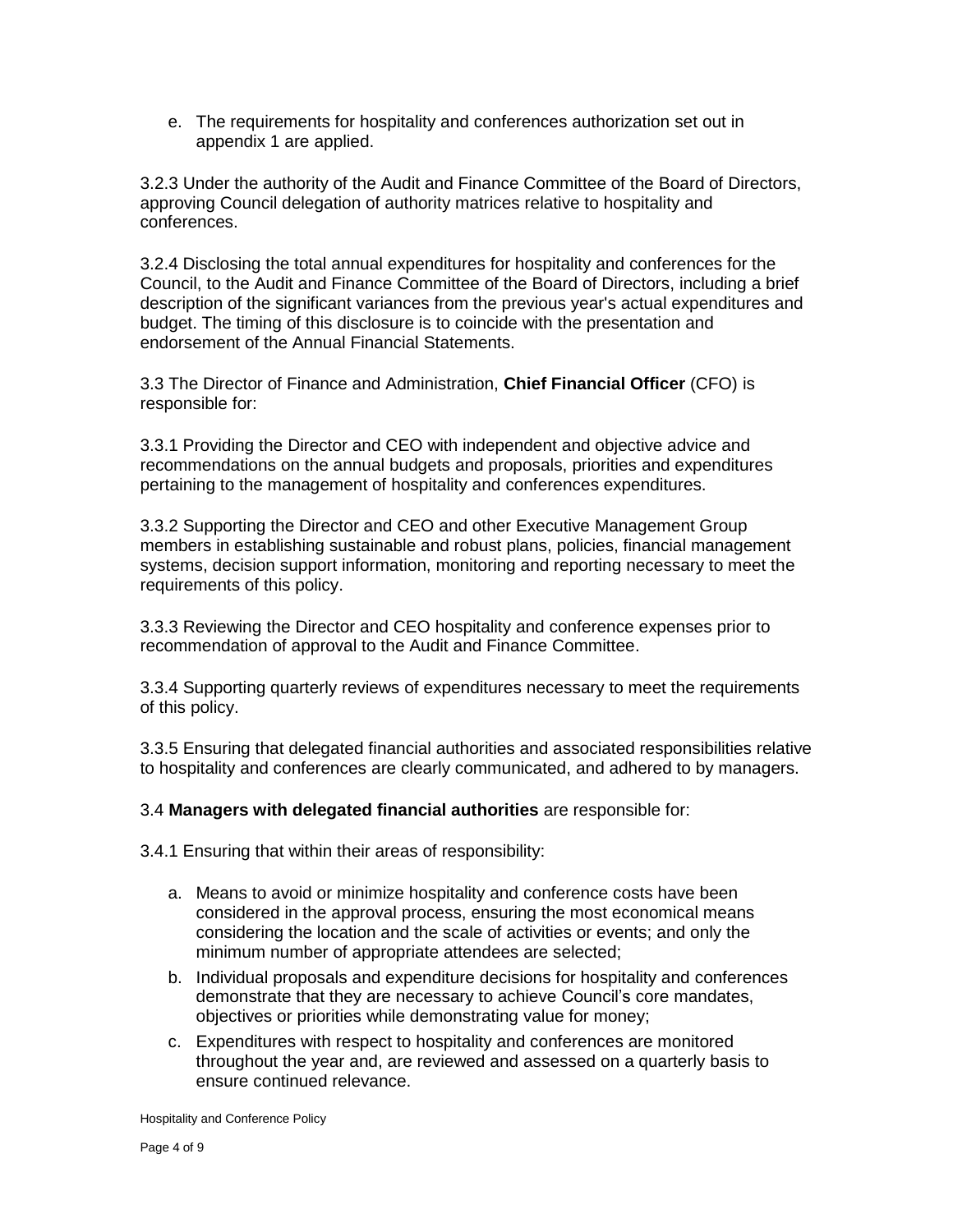e. The requirements for hospitality and conferences authorization set out in appendix 1 are applied.

3.2.3 Under the authority of the Audit and Finance Committee of the Board of Directors, approving Council delegation of authority matrices relative to hospitality and conferences.

3.2.4 Disclosing the total annual expenditures for hospitality and conferences for the Council, to the Audit and Finance Committee of the Board of Directors, including a brief description of the significant variances from the previous year's actual expenditures and budget. The timing of this disclosure is to coincide with the presentation and endorsement of the Annual Financial Statements.

3.3 The Director of Finance and Administration, **Chief Financial Officer** (CFO) is responsible for:

3.3.1 Providing the Director and CEO with independent and objective advice and recommendations on the annual budgets and proposals, priorities and expenditures pertaining to the management of hospitality and conferences expenditures.

3.3.2 Supporting the Director and CEO and other Executive Management Group members in establishing sustainable and robust plans, policies, financial management systems, decision support information, monitoring and reporting necessary to meet the requirements of this policy.

3.3.3 Reviewing the Director and CEO hospitality and conference expenses prior to recommendation of approval to the Audit and Finance Committee.

3.3.4 Supporting quarterly reviews of expenditures necessary to meet the requirements of this policy.

3.3.5 Ensuring that delegated financial authorities and associated responsibilities relative to hospitality and conferences are clearly communicated, and adhered to by managers.

3.4 **Managers with delegated financial authorities** are responsible for:

3.4.1 Ensuring that within their areas of responsibility:

a. Means to avoid or minimize hospitality and conference costs have been considered in the approval process, ensuring the most economical means considering the location and the scale of activities or events; and only the minimum number of appropriate attendees are selected;
b. Individual proposals and expenditure decisions for hospitality and conferences demonstrate that they are necessary to achieve Council's core mandates, objectives or priorities while demonstrating value for money;
c. Expenditures with respect to hospitality and conferences are monitored throughout the year and, are reviewed and assessed on a quarterly basis to ensure continued relevance.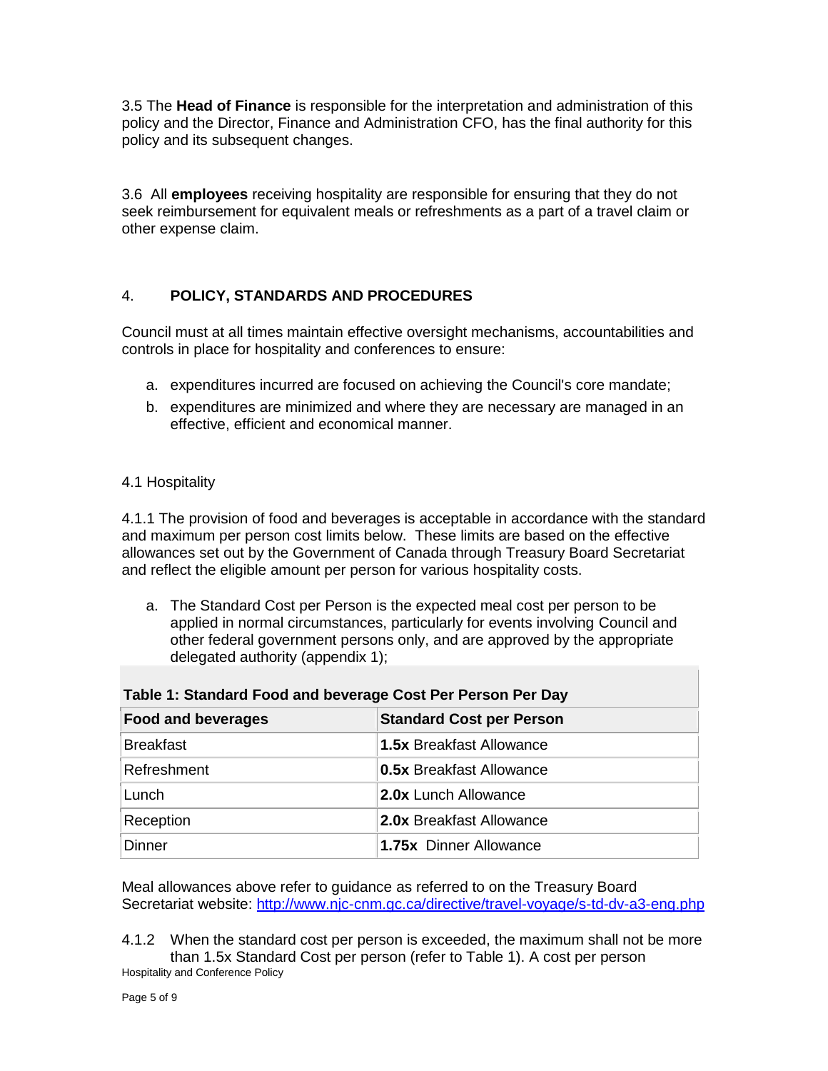3.5 The **Head of Finance** is responsible for the interpretation and administration of this policy and the Director, Finance and Administration CFO, has the final authority for this policy and its subsequent changes.

3.6 All **employees** receiving hospitality are responsible for ensuring that they do not seek reimbursement for equivalent meals or refreshments as a part of a travel claim or other expense claim.

## 4. POLICY, STANDARDS AND PROCEDURES

Council must at all times maintain effective oversight mechanisms, accountabilities and controls in place for hospitality and conferences to ensure:

a. expenditures incurred are focused on achieving the Council's core mandate;
b. expenditures are minimized and where they are necessary are managed in an effective, efficient and economical manner.

### 4.1 Hospitality

4.1.1 The provision of food and beverages is acceptable in accordance with the standard and maximum per person cost limits below. These limits are based on the effective allowances set out by the Government of Canada through Treasury Board Secretariat and reflect the eligible amount per person for various hospitality costs.

a. The Standard Cost per Person is the expected meal cost per person to be applied in normal circumstances, particularly for events involving Council and other federal government persons only, and are approved by the appropriate delegated authority (appendix 1);

**Table 1: Standard Food and beverage Cost Per Person Per Day**

| Food and beverages | Standard Cost per Person |
|---|---|
| Breakfast | **1.5x** Breakfast Allowance |
| Refreshment | **0.5x** Breakfast Allowance |
| Lunch | **2.0x** Lunch Allowance |
| Reception | **2.0x** Breakfast Allowance |
| Dinner | **1.75x** Dinner Allowance |

Meal allowances above refer to guidance as referred to on the Treasury Board Secretariat website: http://www.njc-cnm.gc.ca/directive/travel-voyage/s-td-dv-a3-eng.php

4.1.2 When the standard cost per person is exceeded, the maximum shall not be more than 1.5x Standard Cost per person (refer to Table 1). A cost per person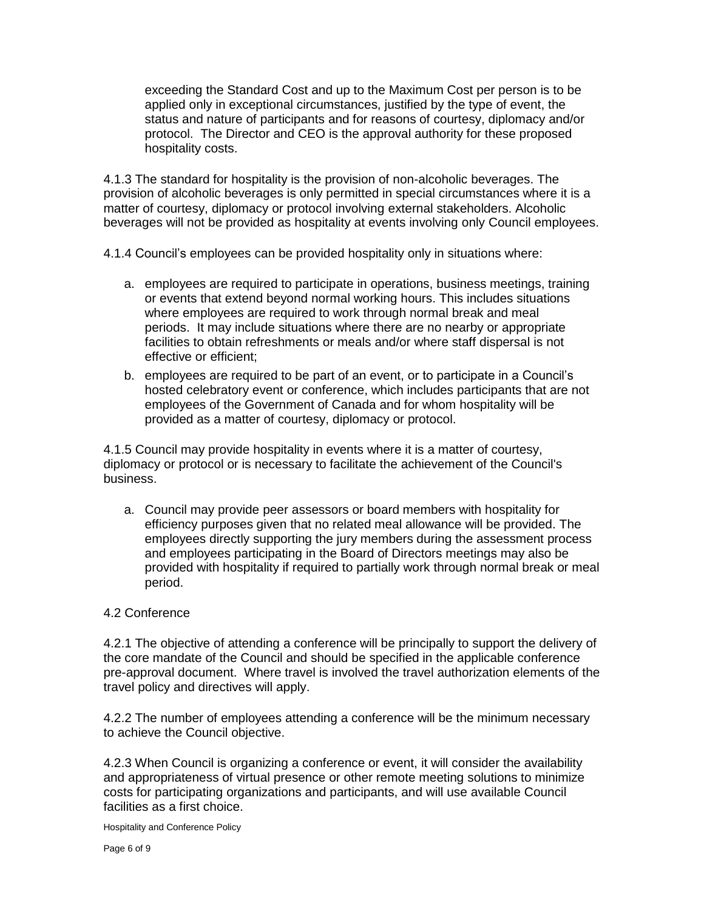exceeding the Standard Cost and up to the Maximum Cost per person is to be applied only in exceptional circumstances, justified by the type of event, the status and nature of participants and for reasons of courtesy, diplomacy and/or protocol. The Director and CEO is the approval authority for these proposed hospitality costs.

4.1.3 The standard for hospitality is the provision of non-alcoholic beverages. The provision of alcoholic beverages is only permitted in special circumstances where it is a matter of courtesy, diplomacy or protocol involving external stakeholders. Alcoholic beverages will not be provided as hospitality at events involving only Council employees.

4.1.4 Council's employees can be provided hospitality only in situations where:

a. employees are required to participate in operations, business meetings, training or events that extend beyond normal working hours. This includes situations where employees are required to work through normal break and meal periods. It may include situations where there are no nearby or appropriate facilities to obtain refreshments or meals and/or where staff dispersal is not effective or efficient;
b. employees are required to be part of an event, or to participate in a Council's hosted celebratory event or conference, which includes participants that are not employees of the Government of Canada and for whom hospitality will be provided as a matter of courtesy, diplomacy or protocol.

4.1.5 Council may provide hospitality in events where it is a matter of courtesy, diplomacy or protocol or is necessary to facilitate the achievement of the Council's business.

a. Council may provide peer assessors or board members with hospitality for efficiency purposes given that no related meal allowance will be provided. The employees directly supporting the jury members during the assessment process and employees participating in the Board of Directors meetings may also be provided with hospitality if required to partially work through normal break or meal period.

4.2 Conference

4.2.1 The objective of attending a conference will be principally to support the delivery of the core mandate of the Council and should be specified in the applicable conference pre-approval document. Where travel is involved the travel authorization elements of the travel policy and directives will apply.

4.2.2 The number of employees attending a conference will be the minimum necessary to achieve the Council objective.

4.2.3 When Council is organizing a conference or event, it will consider the availability and appropriateness of virtual presence or other remote meeting solutions to minimize costs for participating organizations and participants, and will use available Council facilities as a first choice.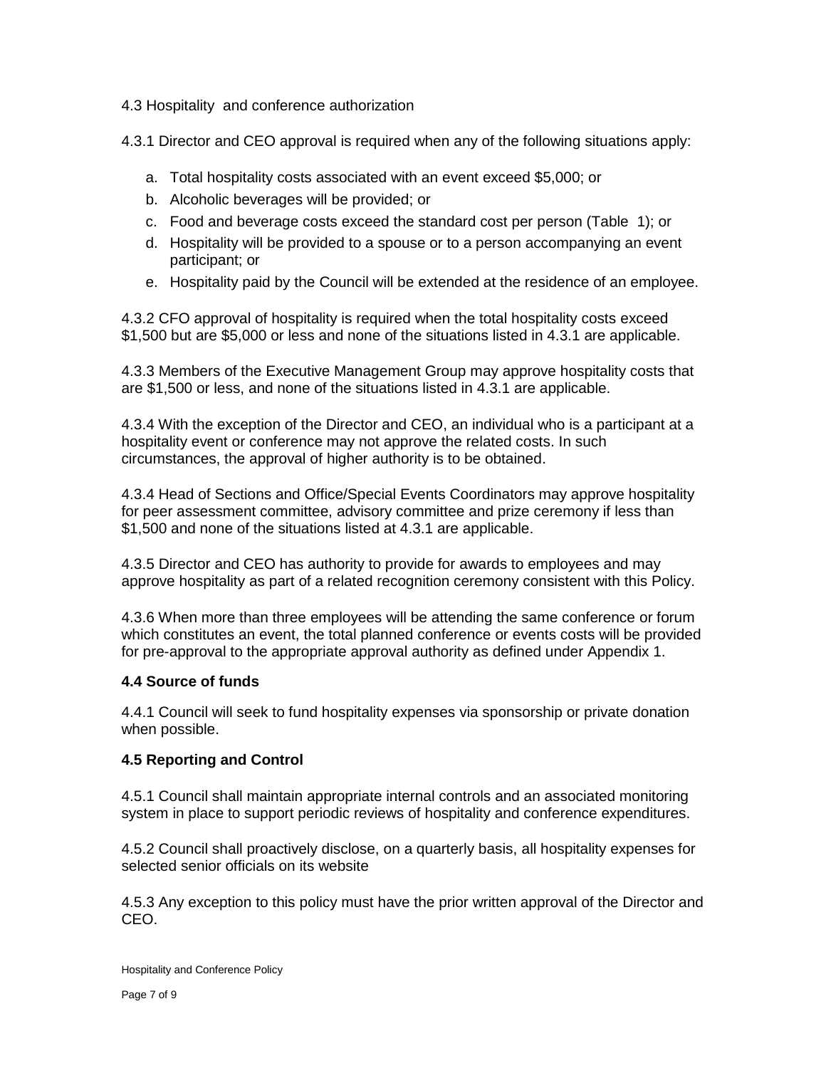4.3 Hospitality and conference authorization

4.3.1 Director and CEO approval is required when any of the following situations apply:

a. Total hospitality costs associated with an event exceed $5,000; or
b. Alcoholic beverages will be provided; or
c. Food and beverage costs exceed the standard cost per person (Table 1); or
d. Hospitality will be provided to a spouse or to a person accompanying an event participant; or
e. Hospitality paid by the Council will be extended at the residence of an employee.

4.3.2 CFO approval of hospitality is required when the total hospitality costs exceed $1,500 but are $5,000 or less and none of the situations listed in 4.3.1 are applicable.

4.3.3 Members of the Executive Management Group may approve hospitality costs that are $1,500 or less, and none of the situations listed in 4.3.1 are applicable.

4.3.4 With the exception of the Director and CEO, an individual who is a participant at a hospitality event or conference may not approve the related costs. In such circumstances, the approval of higher authority is to be obtained.

4.3.4 Head of Sections and Office/Special Events Coordinators may approve hospitality for peer assessment committee, advisory committee and prize ceremony if less than $1,500 and none of the situations listed at 4.3.1 are applicable.

4.3.5 Director and CEO has authority to provide for awards to employees and may approve hospitality as part of a related recognition ceremony consistent with this Policy.

4.3.6 When more than three employees will be attending the same conference or forum which constitutes an event, the total planned conference or events costs will be provided for pre-approval to the appropriate approval authority as defined under Appendix 1.

**4.4 Source of funds**

4.4.1 Council will seek to fund hospitality expenses via sponsorship or private donation when possible.

**4.5 Reporting and Control**

4.5.1 Council shall maintain appropriate internal controls and an associated monitoring system in place to support periodic reviews of hospitality and conference expenditures.

4.5.2 Council shall proactively disclose, on a quarterly basis, all hospitality expenses for selected senior officials on its website

4.5.3 Any exception to this policy must have the prior written approval of the Director and CEO.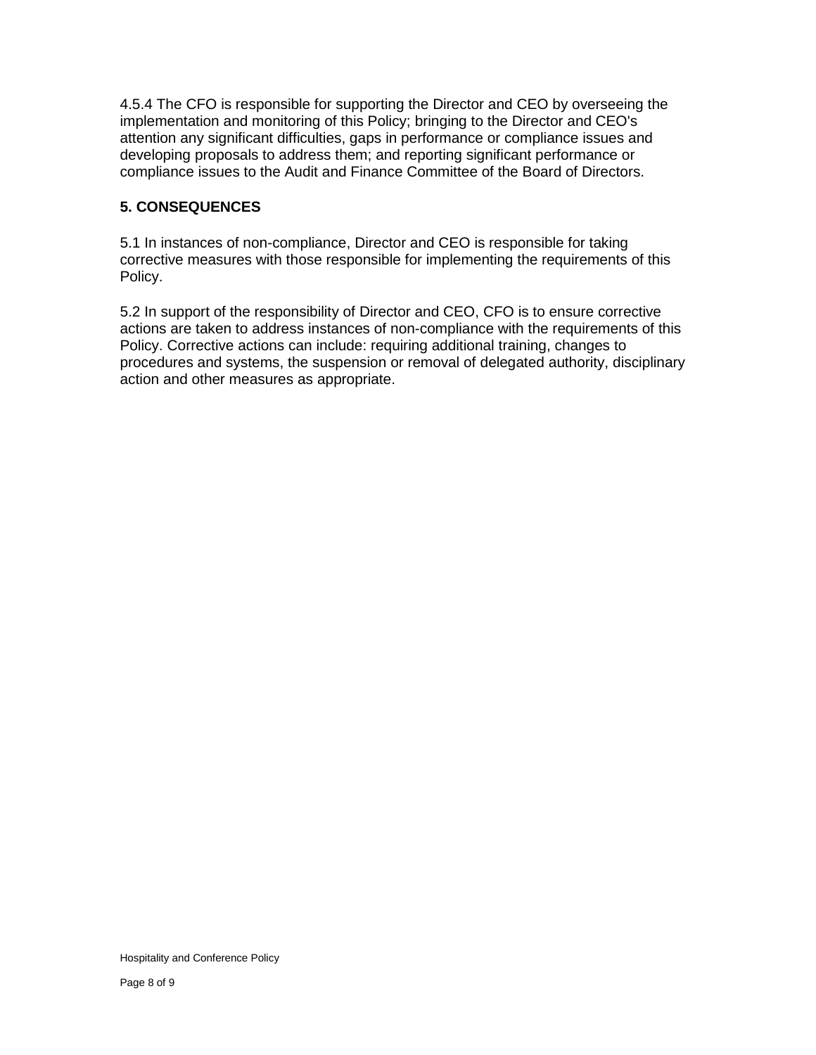4.5.4 The CFO is responsible for supporting the Director and CEO by overseeing the implementation and monitoring of this Policy; bringing to the Director and CEO's attention any significant difficulties, gaps in performance or compliance issues and developing proposals to address them; and reporting significant performance or compliance issues to the Audit and Finance Committee of the Board of Directors.

## 5. CONSEQUENCES

5.1 In instances of non-compliance, Director and CEO is responsible for taking corrective measures with those responsible for implementing the requirements of this Policy.

5.2 In support of the responsibility of Director and CEO, CFO is to ensure corrective actions are taken to address instances of non-compliance with the requirements of this Policy. Corrective actions can include: requiring additional training, changes to procedures and systems, the suspension or removal of delegated authority, disciplinary action and other measures as appropriate.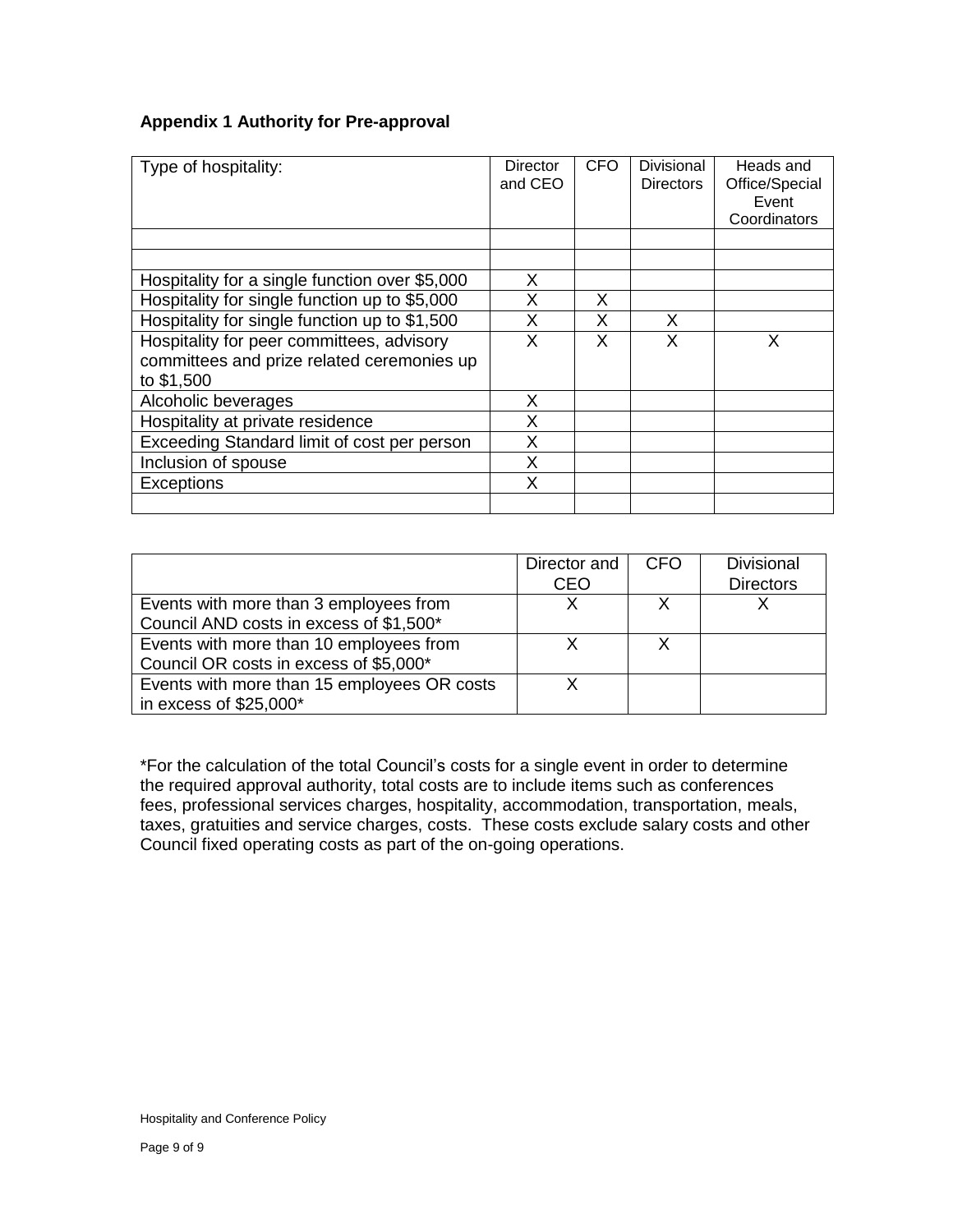**Appendix 1 Authority for Pre-approval**

| Type of hospitality: | Director and CEO | CFO | Divisional Directors | Heads and Office/Special Event Coordinators |
|---|---|---|---|---|
| | | | | |
| | | | | |
| Hospitality for a single function over $5,000 | X | | | |
| Hospitality for single function up to $5,000 | X | X | | |
| Hospitality for single function up to $1,500 | X | X | X | |
| Hospitality for peer committees, advisory committees and prize related ceremonies up to $1,500 | X | X | X | X |
| Alcoholic beverages | X | | | |
| Hospitality at private residence | X | | | |
| Exceeding Standard limit of cost per person | X | | | |
| Inclusion of spouse | X | | | |
| Exceptions | X | | | |
| | | | | |

| | Director and CEO | CFO | Divisional Directors |
|---|---|---|---|
| Events with more than 3 employees from Council AND costs in excess of $1,500* | X | X | X |
| Events with more than 10 employees from Council OR costs in excess of $5,000* | X | X | |
| Events with more than 15 employees OR costs in excess of $25,000* | X | | |

*For the calculation of the total Council's costs for a single event in order to determine the required approval authority, total costs are to include items such as conferences fees, professional services charges, hospitality, accommodation, transportation, meals, taxes, gratuities and service charges, costs. These costs exclude salary costs and other Council fixed operating costs as part of the on-going operations.